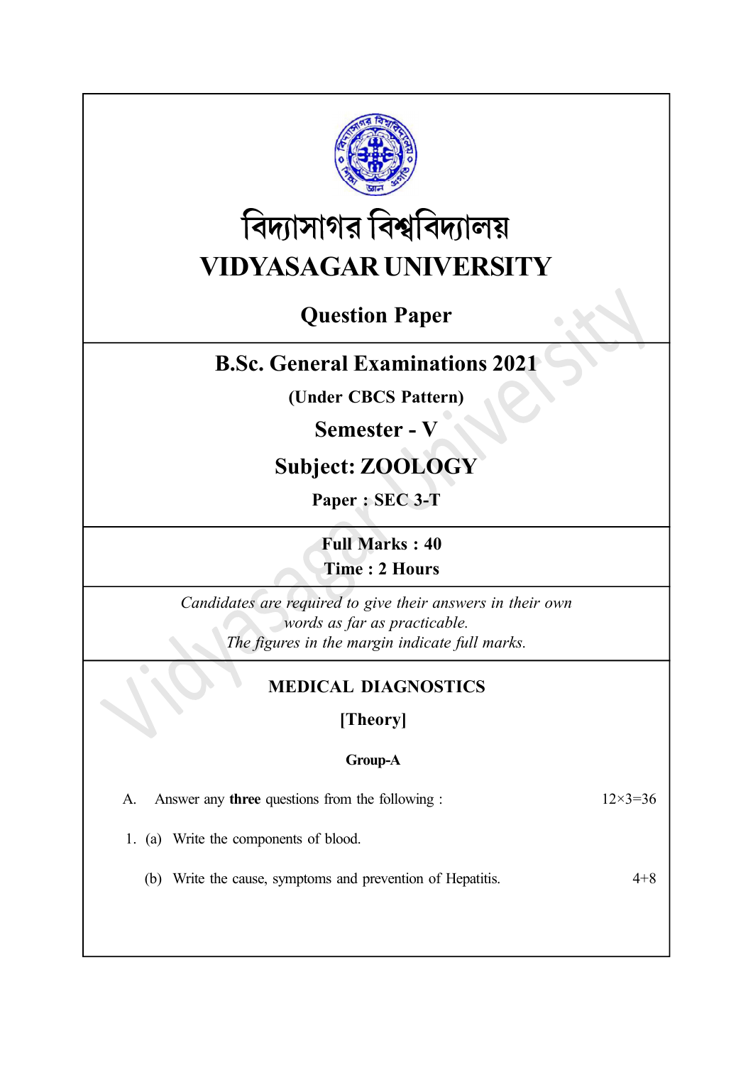বিদ্যাসাগর বিশ্ববিদ্যালয়

# VIDYASAGAR UNIVERSITY

## Question Paper

## B.Sc. General Examinations 2021

**(Under CBCS Pattern)**

**Semester - V**

## Subject: ZOOLOGY

**Paper : SEC 3-T**

**Full Marks : 40**

**Time : 2 Hours**

*Candidates are required to give their answers in their own words as far as practicable.*

*The figures in the margin indicate full marks.*

### MEDICAL DIAGNOSTICS

**[Theory]**

**Group-A**

A. Answer any **three** questions from the following : 12×3=36

1. (a) Write the components of blood.

   (b) Write the cause, symptoms and prevention of Hepatitis. 4+8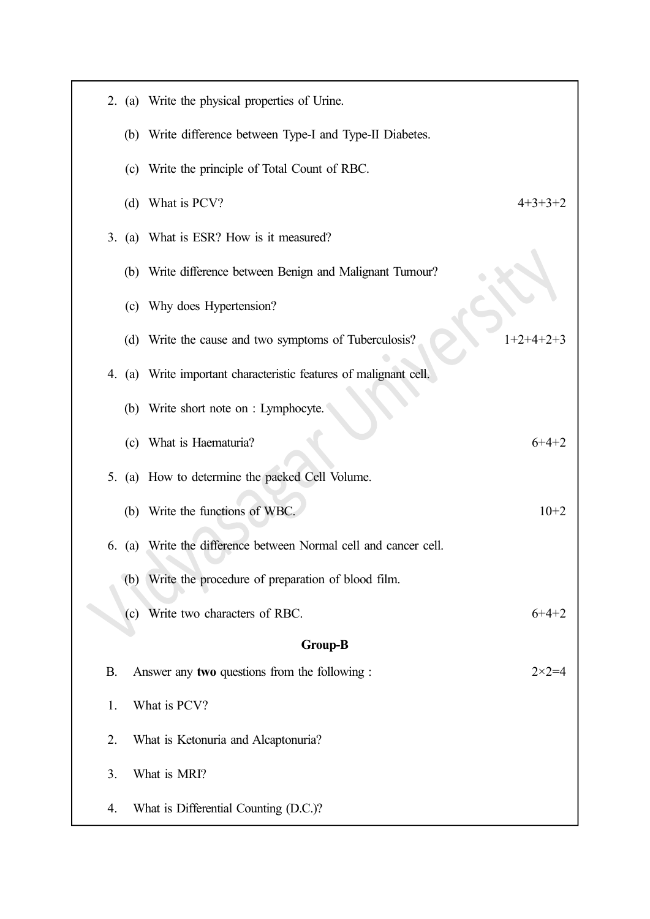2. (a) Write the physical properties of Urine.

   (b) Write difference between Type-I and Type-II Diabetes.

   (c) Write the principle of Total Count of RBC.

   (d) What is PCV? 4+3+3+2

3. (a) What is ESR? How is it measured?

   (b) Write difference between Benign and Malignant Tumour?

   (c) Why does Hypertension?

   (d) Write the cause and two symptoms of Tuberculosis? 1+2+4+2+3

4. (a) Write important characteristic features of malignant cell.

   (b) Write short note on : Lymphocyte.

   (c) What is Haematuria? 6+4+2

5. (a) How to determine the packed Cell Volume.

   (b) Write the functions of WBC. 10+2

6. (a) Write the difference between Normal cell and cancer cell.

   (b) Write the procedure of preparation of blood film.

   (c) Write two characters of RBC. 6+4+2

## Group-B

B. Answer any **two** questions from the following : $2 \times 2 = 4$

1. What is PCV?
2. What is Ketonuria and Alcaptonuria?
3. What is MRI?
4. What is Differential Counting (D.C.)?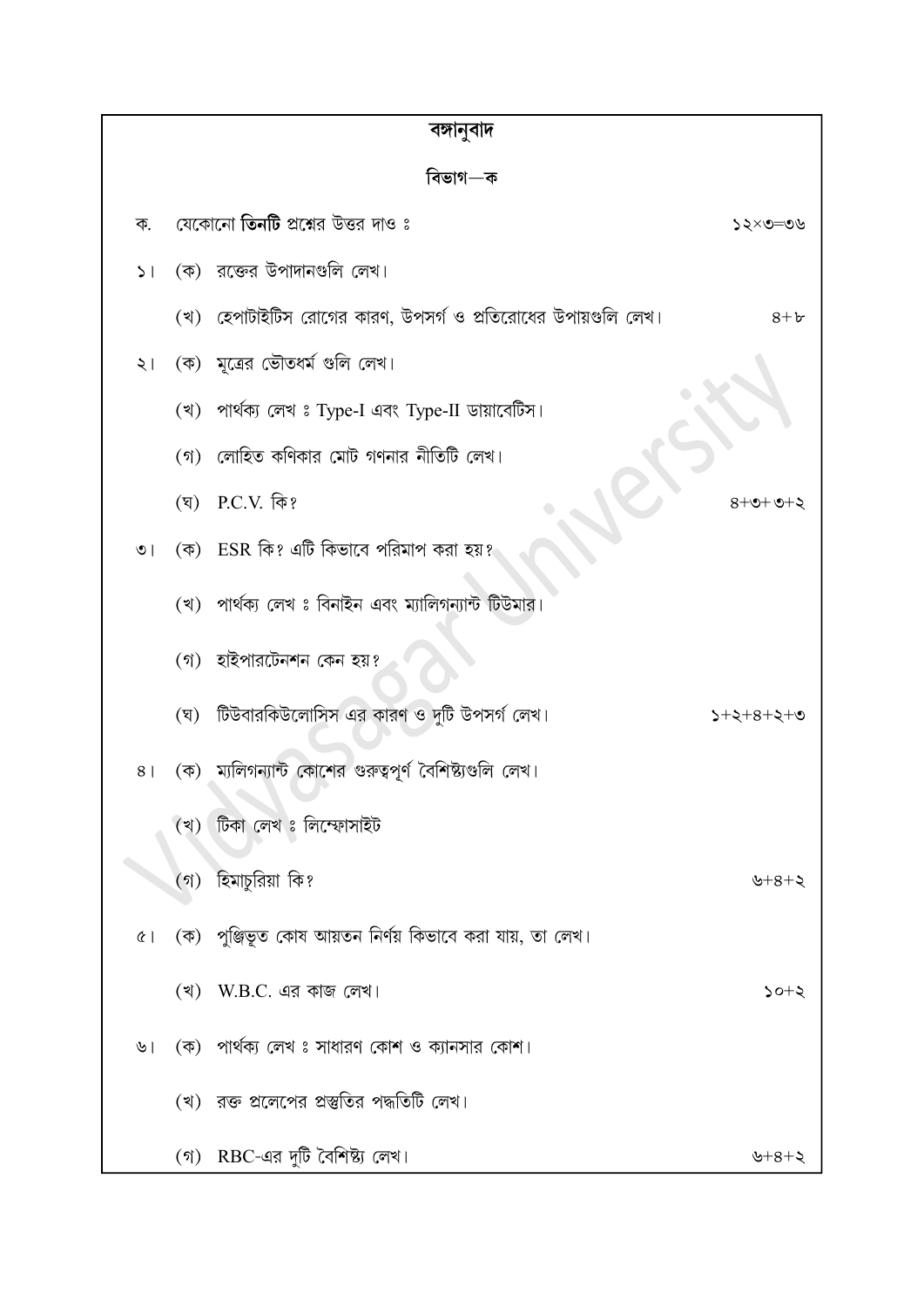## বঙ্গানুবাদ

### বিভাগ—ক

ক. যেকোনো **তিনটি** প্রশ্নের উত্তর দাও ঃ ১২×৩=৩৬

১। (ক) রক্তের উপাদানগুলি লেখ।

(খ) হেপাটাইটিস রোগের কারণ, উপসর্গ ও প্রতিরোধের উপায়গুলি লেখ। ৪+৮

২। (ক) মূত্রের ভৌতধর্ম গুলি লেখ।

(খ) পার্থক্য লেখ ঃ Type-I এবং Type-II ডায়াবেটিস।

(গ) লোহিত কণিকার মোট গণনার নীতিটি লেখ।

(ঘ) P.C.V. কি? ৪+৩+৩+২

৩। (ক) ESR কি? এটি কিভাবে পরিমাপ করা হয়?

(খ) পার্থক্য লেখ ঃ বিনাইন এবং ম্যালিগন্যান্ট টিউমার।

(গ) হাইপারটেনশন কেন হয়?

(ঘ) টিউবারকিউলোসিস এর কারণ ও দুটি উপসর্গ লেখ। ১+২+৪+২+৩

৪। (ক) ম্যলিগন্যান্ট কোশের গুরুত্বপূর্ণ বৈশিষ্ট্যগুলি লেখ।

(খ) টিকা লেখ ঃ লিম্ফোসাইট

(গ) হিমাচুরিয়া কি? ৬+৪+২

৫। (ক) পুঞ্জিভূত কোষ আয়তন নির্ণয় কিভাবে করা যায়, তা লেখ।

(খ) W.B.C. এর কাজ লেখ। ১০+২

৬। (ক) পার্থক্য লেখ ঃ সাধারণ কোশ ও ক্যানসার কোশ।

(খ) রক্ত প্রলেপের প্রস্তুতির পদ্ধতিটি লেখ।

(গ) RBC-এর দুটি বৈশিষ্ট্য লেখ। ৬+৪+২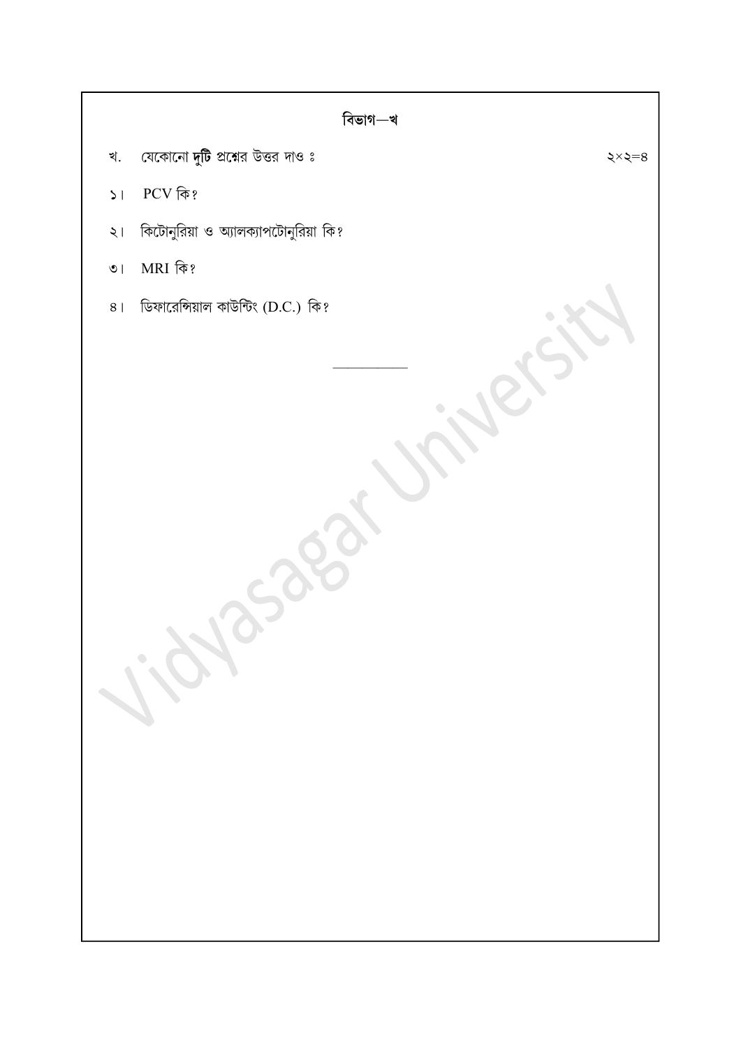## বিভাগ—খ

খ. যেকোনো **দুটি** প্রশ্নের উত্তর দাও ঃ ২×২=৪

১। PCV কি?

২। কিটোনুরিয়া ও অ্যালক্যাপটোনুরিয়া কি?

৩। MRI কি?

৪। ডিফারেন্সিয়াল কাউন্টিং (D.C.) কি?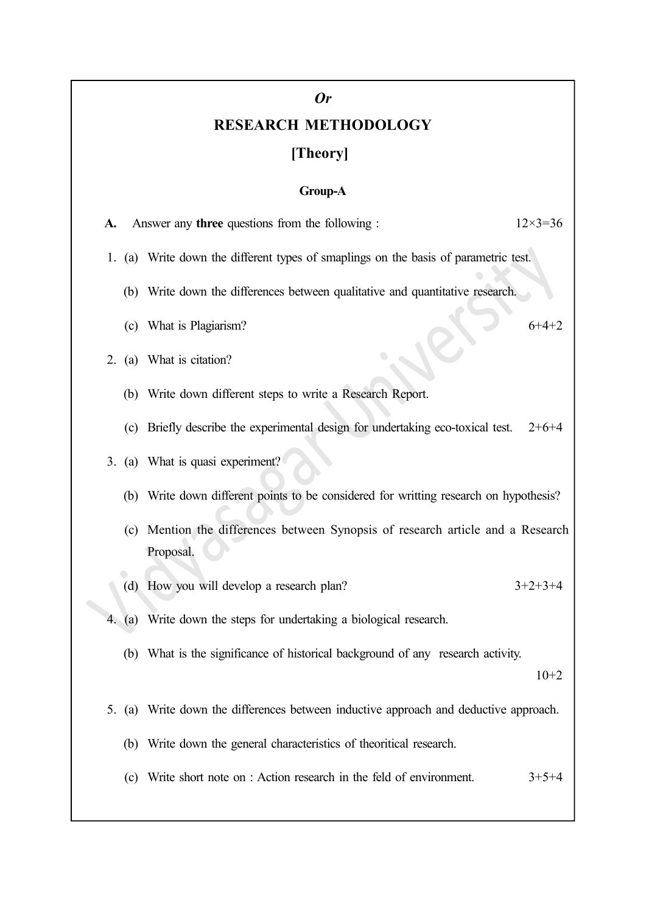*Or*

# RESEARCH METHODOLOGY

## [Theory]

### Group-A

**A.** Answer any **three** questions from the following : 12×3=36

1. (a) Write down the different types of smaplings on the basis of parametric test.

   (b) Write down the differences between qualitative and quantitative research.

   (c) What is Plagiarism? 6+4+2

2. (a) What is citation?

   (b) Write down different steps to write a Research Report.

   (c) Briefly describe the experimental design for undertaking eco-toxical test. 2+6+4

3. (a) What is quasi experiment?

   (b) Write down different points to be considered for writting research on hypothesis?

   (c) Mention the differences between Synopsis of research article and a Research Proposal.

   (d) How you will develop a research plan? 3+2+3+4

4. (a) Write down the steps for undertaking a biological research.

   (b) What is the significance of historical background of any research activity.

   10+2

5. (a) Write down the differences between inductive approach and deductive approach.

   (b) Write down the general characteristics of theoritical research.

   (c) Write short note on : Action research in the feld of environment. 3+5+4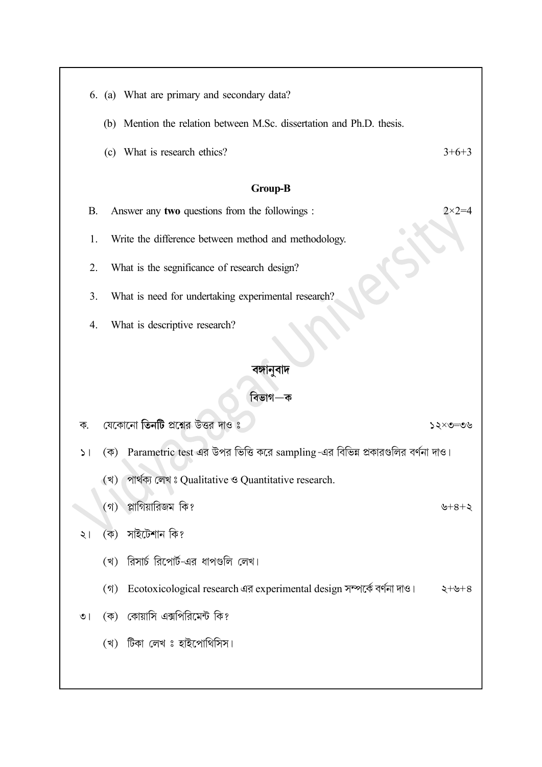6. (a) What are primary and secondary data?

   (b) Mention the relation between M.Sc. dissertation and Ph.D. thesis.

   (c) What is research ethics? 3+6+3

## Group-B

B. Answer any **two** questions from the followings : 2×2=4

1. Write the difference between method and methodology.

2. What is the segnificance of research design?

3. What is need for undertaking experimental research?

4. What is descriptive research?

## বঙ্গানুবাদ

### বিভাগ—ক

ক. যেকোনো **তিনটি** প্রশ্নের উত্তর দাও ঃ ১২×৩=৩৬

১। (ক) Parametric test এর উপর ভিত্তি করে sampling -এর বিভিন্ন প্রকারগুলির বর্ণনা দাও।

   (খ) পার্থক্য লেখ ঃ Qualitative ও Quantitative research.

   (গ) প্লাগিয়ারিজম কি? ৬+৪+২

২। (ক) সাইটেশান কি?

   (খ) রিসার্চ রিপোর্ট-এর ধাপগুলি লেখ।

   (গ) Ecotoxicological research এর experimental design সম্পর্কে বর্ণনা দাও। ২+৬+৪

৩। (ক) কোয়াসি এক্সপিরিমেন্ট কি?

   (খ) টিকা লেখ ঃ হাইপোথিসিস।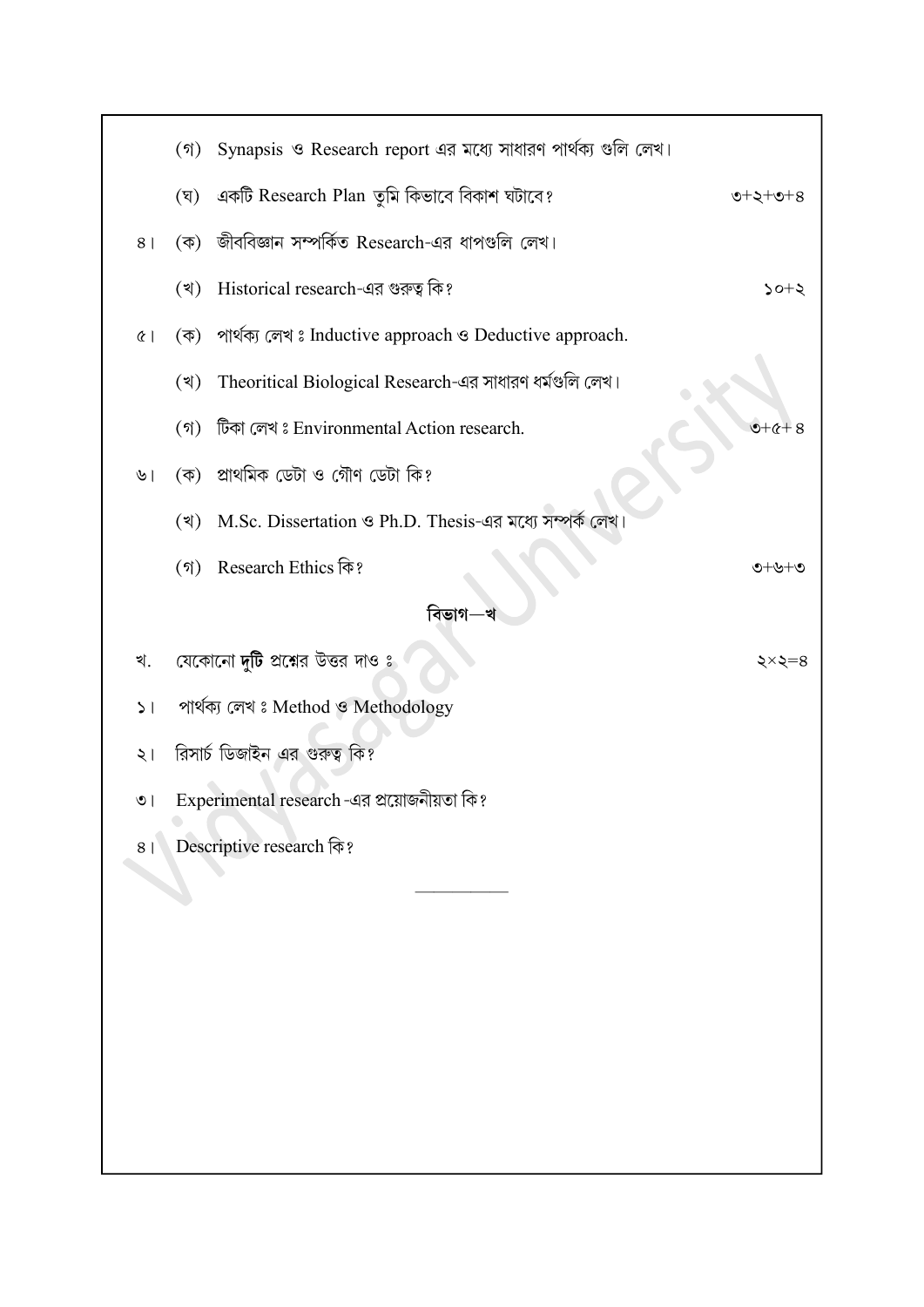(গ) Synapsis ও Research report এর মধ্যে সাধারণ পার্থক্য গুলি লেখ।

(ঘ) একটি Research Plan তুমি কিভাবে বিকাশ ঘটাবে? ৩+২+৩+৪

৪। (ক) জীববিজ্ঞান সম্পর্কিত Research-এর ধাপগুলি লেখ।

(খ) Historical research-এর গুরুত্ব কি? ১০+২

৫। (ক) পার্থক্য লেখ ঃ Inductive approach ও Deductive approach.

(খ) Theoritical Biological Research-এর সাধারণ ধর্মগুলি লেখ।

(গ) টিকা লেখ ঃ Environmental Action research. ৩+৫+৪

৬। (ক) প্রাথমিক ডেটা ও গৌণ ডেটা কি?

(খ) M.Sc. Dissertation ও Ph.D. Thesis-এর মধ্যে সম্পর্ক লেখ।

(গ) Research Ethics কি? ৩+৬+৩

## বিভাগ—খ

খ. যেকোনো **দুটি** প্রশ্নের উত্তর দাও ঃ ২×২=৪

১। পার্থক্য লেখ ঃ Method ও Methodology

২। রিসার্চ ডিজাইন এর গুরুত্ব কি?

৩। Experimental research -এর প্রয়োজনীয়তা কি?

৪। Descriptive research কি?

---